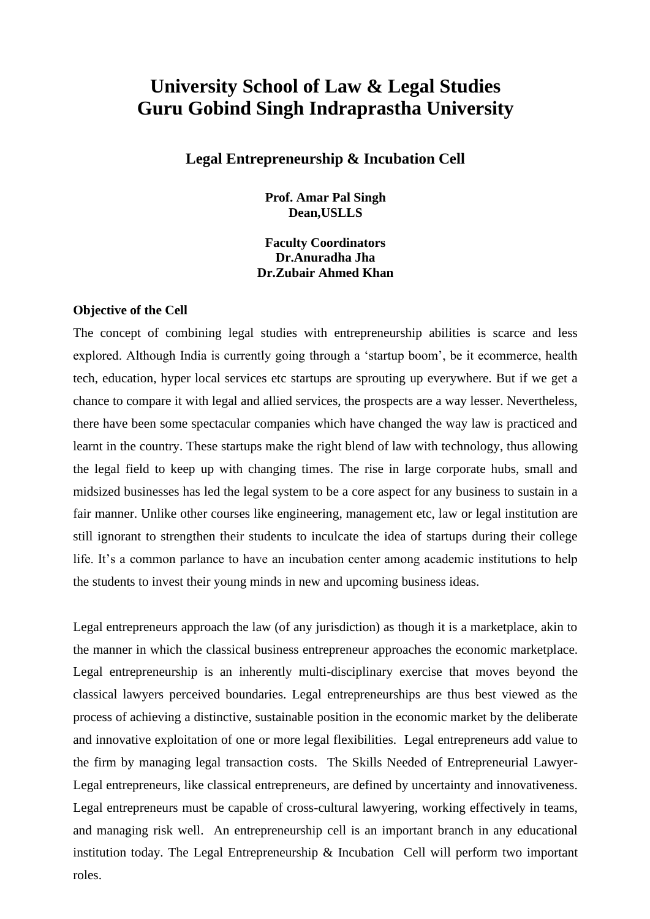# University School of Law & Legal Studies
# Guru Gobind Singh Indraprastha University

## Legal Entrepreneurship & Incubation Cell

**Prof. Amar Pal Singh**
**Dean,USLLS**

**Faculty Coordinators**
**Dr.Anuradha Jha**
**Dr.Zubair Ahmed Khan**

**Objective of the Cell**

The concept of combining legal studies with entrepreneurship abilities is scarce and less explored. Although India is currently going through a 'startup boom', be it ecommerce, health tech, education, hyper local services etc startups are sprouting up everywhere. But if we get a chance to compare it with legal and allied services, the prospects are a way lesser. Nevertheless, there have been some spectacular companies which have changed the way law is practiced and learnt in the country. These startups make the right blend of law with technology, thus allowing the legal field to keep up with changing times. The rise in large corporate hubs, small and midsized businesses has led the legal system to be a core aspect for any business to sustain in a fair manner. Unlike other courses like engineering, management etc, law or legal institution are still ignorant to strengthen their students to inculcate the idea of startups during their college life. It's a common parlance to have an incubation center among academic institutions to help the students to invest their young minds in new and upcoming business ideas.

Legal entrepreneurs approach the law (of any jurisdiction) as though it is a marketplace, akin to the manner in which the classical business entrepreneur approaches the economic marketplace. Legal entrepreneurship is an inherently multi-disciplinary exercise that moves beyond the classical lawyers perceived boundaries. Legal entrepreneurships are thus best viewed as the process of achieving a distinctive, sustainable position in the economic market by the deliberate and innovative exploitation of one or more legal flexibilities. Legal entrepreneurs add value to the firm by managing legal transaction costs. The Skills Needed of Entrepreneurial Lawyer- Legal entrepreneurs, like classical entrepreneurs, are defined by uncertainty and innovativeness. Legal entrepreneurs must be capable of cross-cultural lawyering, working effectively in teams, and managing risk well. An entrepreneurship cell is an important branch in any educational institution today. The Legal Entrepreneurship & Incubation Cell will perform two important roles.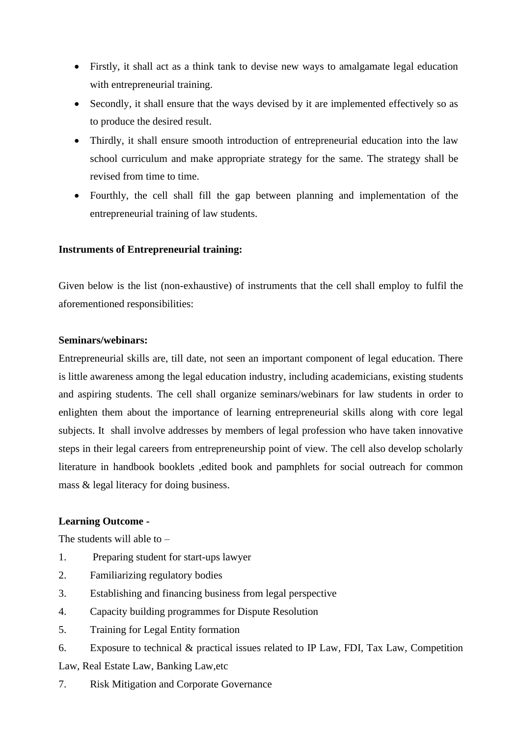- Firstly, it shall act as a think tank to devise new ways to amalgamate legal education with entrepreneurial training.
- Secondly, it shall ensure that the ways devised by it are implemented effectively so as to produce the desired result.
- Thirdly, it shall ensure smooth introduction of entrepreneurial education into the law school curriculum and make appropriate strategy for the same. The strategy shall be revised from time to time.
- Fourthly, the cell shall fill the gap between planning and implementation of the entrepreneurial training of law students.

**Instruments of Entrepreneurial training:**

Given below is the list (non-exhaustive) of instruments that the cell shall employ to fulfil the aforementioned responsibilities:

**Seminars/webinars:**

Entrepreneurial skills are, till date, not seen an important component of legal education. There is little awareness among the legal education industry, including academicians, existing students and aspiring students. The cell shall organize seminars/webinars for law students in order to enlighten them about the importance of learning entrepreneurial skills along with core legal subjects. It shall involve addresses by members of legal profession who have taken innovative steps in their legal careers from entrepreneurship point of view. The cell also develop scholarly literature in handbook booklets ,edited book and pamphlets for social outreach for common mass & legal literacy for doing business.

**Learning Outcome -**

The students will able to –

1. Preparing student for start-ups lawyer
2. Familiarizing regulatory bodies
3. Establishing and financing business from legal perspective
4. Capacity building programmes for Dispute Resolution
5. Training for Legal Entity formation
6. Exposure to technical & practical issues related to IP Law, FDI, Tax Law, Competition Law, Real Estate Law, Banking Law,etc
7. Risk Mitigation and Corporate Governance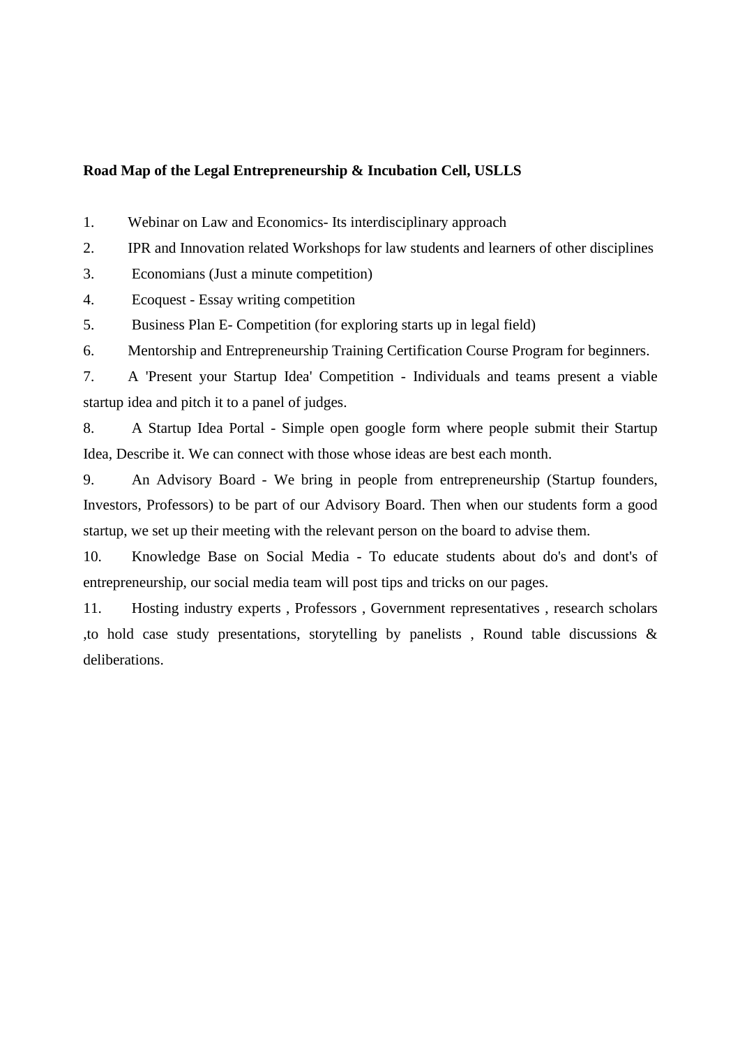**Road Map of the Legal Entrepreneurship & Incubation Cell, USLLS**

1. Webinar on Law and Economics- Its interdisciplinary approach
2. IPR and Innovation related Workshops for law students and learners of other disciplines
3. Economians (Just a minute competition)
4. Ecoquest - Essay writing competition
5. Business Plan E- Competition (for exploring starts up in legal field)
6. Mentorship and Entrepreneurship Training Certification Course Program for beginners.
7. A 'Present your Startup Idea' Competition - Individuals and teams present a viable startup idea and pitch it to a panel of judges.
8. A Startup Idea Portal - Simple open google form where people submit their Startup Idea, Describe it. We can connect with those whose ideas are best each month.
9. An Advisory Board - We bring in people from entrepreneurship (Startup founders, Investors, Professors) to be part of our Advisory Board. Then when our students form a good startup, we set up their meeting with the relevant person on the board to advise them.
10. Knowledge Base on Social Media - To educate students about do's and dont's of entrepreneurship, our social media team will post tips and tricks on our pages.
11. Hosting industry experts , Professors , Government representatives , research scholars ,to hold case study presentations, storytelling by panelists , Round table discussions & deliberations.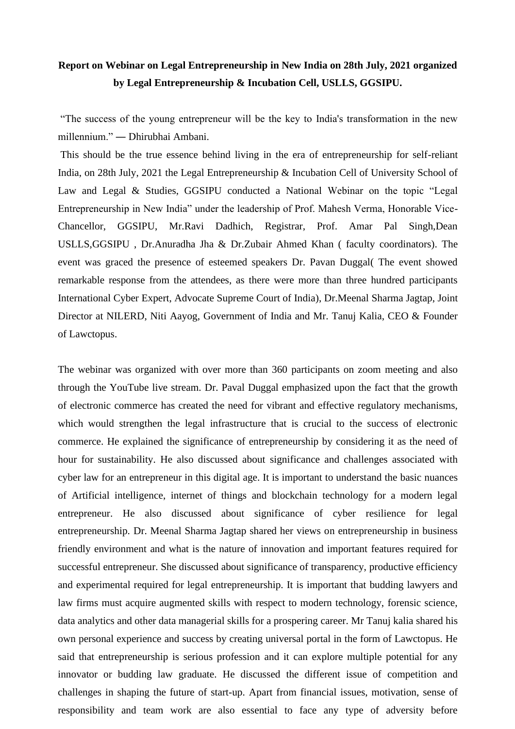**Report on Webinar on Legal Entrepreneurship in New India on 28th July, 2021 organized by Legal Entrepreneurship & Incubation Cell, USLLS, GGSIPU.**

"The success of the young entrepreneur will be the key to India's transformation in the new millennium." ― Dhirubhai Ambani.

This should be the true essence behind living in the era of entrepreneurship for self-reliant India, on 28th July, 2021 the Legal Entrepreneurship & Incubation Cell of University School of Law and Legal & Studies, GGSIPU conducted a National Webinar on the topic "Legal Entrepreneurship in New India" under the leadership of Prof. Mahesh Verma, Honorable Vice-Chancellor, GGSIPU, Mr.Ravi Dadhich, Registrar, Prof. Amar Pal Singh,Dean USLLS,GGSIPU , Dr.Anuradha Jha & Dr.Zubair Ahmed Khan ( faculty coordinators). The event was graced the presence of esteemed speakers Dr. Pavan Duggal( The event showed remarkable response from the attendees, as there were more than three hundred participants International Cyber Expert, Advocate Supreme Court of India), Dr.Meenal Sharma Jagtap, Joint Director at NILERD, Niti Aayog, Government of India and Mr. Tanuj Kalia, CEO & Founder of Lawctopus.

The webinar was organized with over more than 360 participants on zoom meeting and also through the YouTube live stream. Dr. Paval Duggal emphasized upon the fact that the growth of electronic commerce has created the need for vibrant and effective regulatory mechanisms, which would strengthen the legal infrastructure that is crucial to the success of electronic commerce. He explained the significance of entrepreneurship by considering it as the need of hour for sustainability. He also discussed about significance and challenges associated with cyber law for an entrepreneur in this digital age. It is important to understand the basic nuances of Artificial intelligence, internet of things and blockchain technology for a modern legal entrepreneur. He also discussed about significance of cyber resilience for legal entrepreneurship. Dr. Meenal Sharma Jagtap shared her views on entrepreneurship in business friendly environment and what is the nature of innovation and important features required for successful entrepreneur. She discussed about significance of transparency, productive efficiency and experimental required for legal entrepreneurship. It is important that budding lawyers and law firms must acquire augmented skills with respect to modern technology, forensic science, data analytics and other data managerial skills for a prospering career. Mr Tanuj kalia shared his own personal experience and success by creating universal portal in the form of Lawctopus. He said that entrepreneurship is serious profession and it can explore multiple potential for any innovator or budding law graduate. He discussed the different issue of competition and challenges in shaping the future of start-up. Apart from financial issues, motivation, sense of responsibility and team work are also essential to face any type of adversity before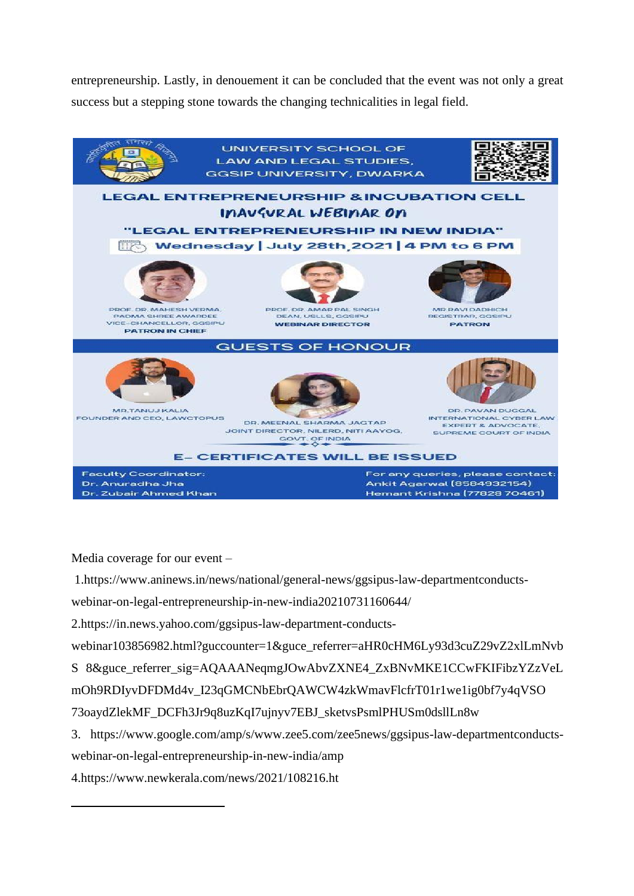entrepreneurship. Lastly, in denouement it can be concluded that the event was not only a great success but a stepping stone towards the changing technicalities in legal field.

UNIVERSITY SCHOOL OF LAW AND LEGAL STUDIES, GGSIP UNIVERSITY, DWARKA

LEGAL ENTREPRENEURSHIP & INCUBATION CELL

INAUGURAL WEBINAR ON

"LEGAL ENTREPRENEURSHIP IN NEW INDIA"

Wednesday | July 28th,2021 | 4 PM to 6 PM

PROF. DR. MAHESH VERMA, PADMA SHREE AWARDEE VICE-CHANCELLOR, GGSIPU
PATRON IN CHIEF

PROF. DR. AMAR PAL SINGH DEAN, USLLS, GGSIPU
WEBINAR DIRECTOR

MR RAVI DADHICH REGISTRAR, GGSIPU
PATRON

GUESTS OF HONOUR

MR.TANUJ KALIA FOUNDER AND CEO, LAWCTOPUS

DR. MEENAL SHARMA JAGTAP JOINT DIRECTOR, NILERD, NITI AAYOG, GOVT. OF INDIA

DR. PAVAN DUGGAL INTERNATIONAL CYBER LAW EXPERT & ADVOCATE, SUPREME COURT OF INDIA

E- CERTIFICATES WILL BE ISSUED

Faculty Coordinator:
Dr. Anuradha Jha
Dr. Zubair Ahmed Khan

For any queries, please contact:
Ankit Agarwal (8584932154)
Hemant Krishna (77828 70461)

Media coverage for our event –

1.https://www.aninews.in/news/national/general-news/ggsipus-law-departmentconducts-webinar-on-legal-entrepreneurship-in-new-india20210731160644/

2.https://in.news.yahoo.com/ggsipus-law-department-conducts-webinar103856982.html?guccounter=1&guce_referrer=aHR0cHM6Ly93d3cuZ29vZ2xlLmNvbS 8&guce_referrer_sig=AQAAANeqmgJOwAbvZXNE4_ZxBNvMKE1CCwFKIFibzYZzVeLmOh9RDIyvDFDMd4v_I23qGMCNbEbrQAWCW4zkWmavFlcfrT01r1we1ig0bf7y4qVSO73oaydZlekMF_DCFh3Jr9q8uzKqI7ujnyv7EBJ_sketvsPsmlPHUSm0dsllLn8w

3. https://www.google.com/amp/s/www.zee5.com/zee5news/ggsipus-law-departmentconducts-webinar-on-legal-entrepreneurship-in-new-india/amp

4.https://www.newkerala.com/news/2021/108216.ht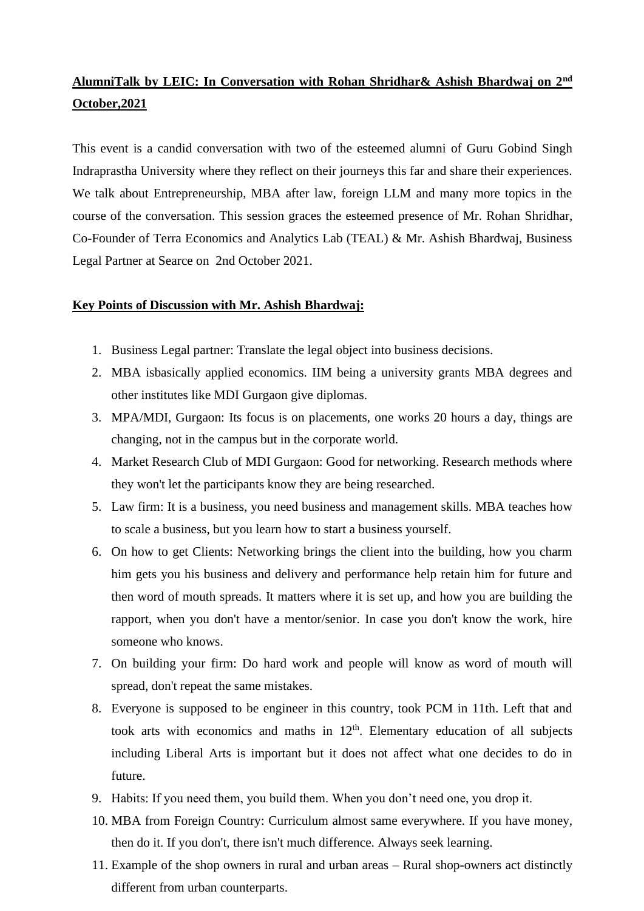**AlumniTalk by LEIC: In Conversation with Rohan Shridhar& Ashish Bhardwaj on 2nd October,2021**

This event is a candid conversation with two of the esteemed alumni of Guru Gobind Singh Indraprastha University where they reflect on their journeys this far and share their experiences. We talk about Entrepreneurship, MBA after law, foreign LLM and many more topics in the course of the conversation. This session graces the esteemed presence of Mr. Rohan Shridhar, Co-Founder of Terra Economics and Analytics Lab (TEAL) & Mr. Ashish Bhardwaj, Business Legal Partner at Searce on 2nd October 2021.

**Key Points of Discussion with Mr. Ashish Bhardwaj:**

1. Business Legal partner: Translate the legal object into business decisions.
2. MBA isbasically applied economics. IIM being a university grants MBA degrees and other institutes like MDI Gurgaon give diplomas.
3. MPA/MDI, Gurgaon: Its focus is on placements, one works 20 hours a day, things are changing, not in the campus but in the corporate world.
4. Market Research Club of MDI Gurgaon: Good for networking. Research methods where they won't let the participants know they are being researched.
5. Law firm: It is a business, you need business and management skills. MBA teaches how to scale a business, but you learn how to start a business yourself.
6. On how to get Clients: Networking brings the client into the building, how you charm him gets you his business and delivery and performance help retain him for future and then word of mouth spreads. It matters where it is set up, and how you are building the rapport, when you don't have a mentor/senior. In case you don't know the work, hire someone who knows.
7. On building your firm: Do hard work and people will know as word of mouth will spread, don't repeat the same mistakes.
8. Everyone is supposed to be engineer in this country, took PCM in 11th. Left that and took arts with economics and maths in 12th. Elementary education of all subjects including Liberal Arts is important but it does not affect what one decides to do in future.
9. Habits: If you need them, you build them. When you don't need one, you drop it.
10. MBA from Foreign Country: Curriculum almost same everywhere. If you have money, then do it. If you don't, there isn't much difference. Always seek learning.
11. Example of the shop owners in rural and urban areas – Rural shop-owners act distinctly different from urban counterparts.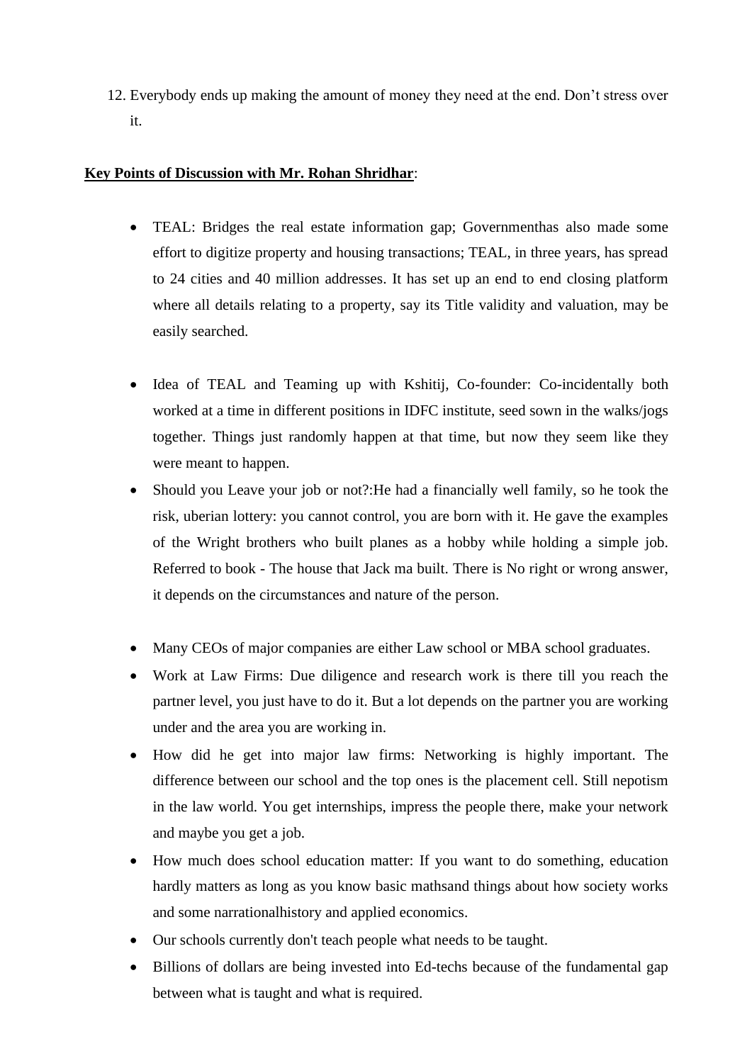12. Everybody ends up making the amount of money they need at the end. Don't stress over it.

**Key Points of Discussion with Mr. Rohan Shridhar**:

- TEAL: Bridges the real estate information gap; Governmenthas also made some effort to digitize property and housing transactions; TEAL, in three years, has spread to 24 cities and 40 million addresses. It has set up an end to end closing platform where all details relating to a property, say its Title validity and valuation, may be easily searched.

- Idea of TEAL and Teaming up with Kshitij, Co-founder: Co-incidentally both worked at a time in different positions in IDFC institute, seed sown in the walks/jogs together. Things just randomly happen at that time, but now they seem like they were meant to happen.
- Should you Leave your job or not?:He had a financially well family, so he took the risk, uberian lottery: you cannot control, you are born with it. He gave the examples of the Wright brothers who built planes as a hobby while holding a simple job. Referred to book - The house that Jack ma built. There is No right or wrong answer, it depends on the circumstances and nature of the person.

- Many CEOs of major companies are either Law school or MBA school graduates.
- Work at Law Firms: Due diligence and research work is there till you reach the partner level, you just have to do it. But a lot depends on the partner you are working under and the area you are working in.
- How did he get into major law firms: Networking is highly important. The difference between our school and the top ones is the placement cell. Still nepotism in the law world. You get internships, impress the people there, make your network and maybe you get a job.
- How much does school education matter: If you want to do something, education hardly matters as long as you know basic mathsand things about how society works and some narrationalhistory and applied economics.
- Our schools currently don't teach people what needs to be taught.
- Billions of dollars are being invested into Ed-techs because of the fundamental gap between what is taught and what is required.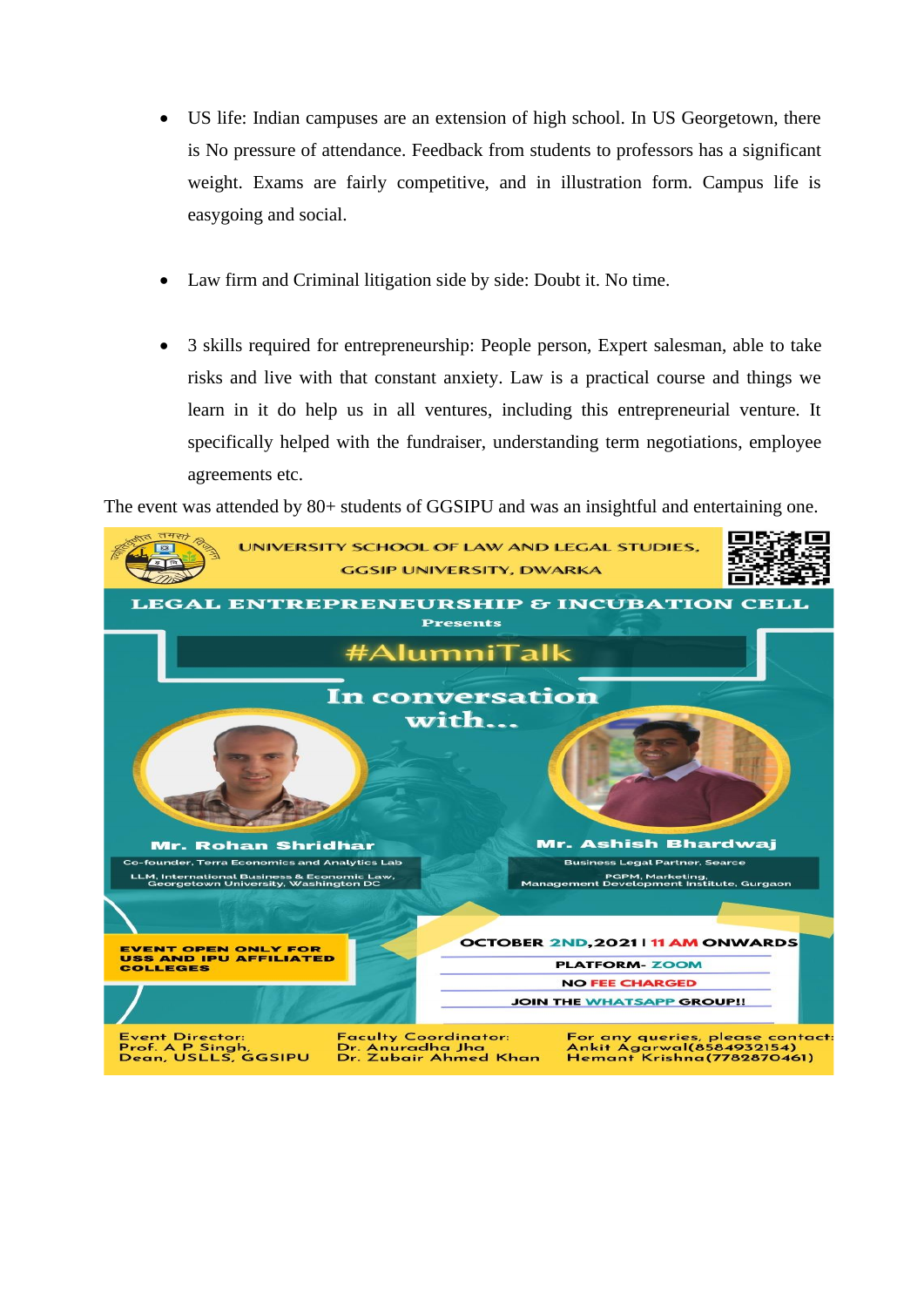- US life: Indian campuses are an extension of high school. In US Georgetown, there is No pressure of attendance. Feedback from students to professors has a significant weight. Exams are fairly competitive, and in illustration form. Campus life is easygoing and social.

- Law firm and Criminal litigation side by side: Doubt it. No time.

- 3 skills required for entrepreneurship: People person, Expert salesman, able to take risks and live with that constant anxiety. Law is a practical course and things we learn in it do help us in all ventures, including this entrepreneurial venture. It specifically helped with the fundraiser, understanding term negotiations, employee agreements etc.

The event was attended by 80+ students of GGSIPU and was an insightful and entertaining one.

UNIVERSITY SCHOOL OF LAW AND LEGAL STUDIES, GGSIP UNIVERSITY, DWARKA

LEGAL ENTREPRENEURSHIP & INCUBATION CELL

Presents

#AlumniTalk

In conversation with...

Mr. Rohan Shridhar
Co-founder, Terra Economics and Analytics Lab
LLM, International Business & Economic Law, Georgetown University, Washington DC

Mr. Ashish Bhardwaj
Business Legal Partner, Searce
PGPM, Marketing, Management Development Institute, Gurgaon

EVENT OPEN ONLY FOR USS AND IPU AFFILIATED COLLEGES

OCTOBER 2ND,2021 I 11 AM ONWARDS

PLATFORM- ZOOM

NO FEE CHARGED

JOIN THE WHATSAPP GROUP!!

Event Director:
Prof. A P Singh,
Dean, USLLS, GGSIPU

Faculty Coordinator:
Dr. Anuradha Jha
Dr. Zubair Ahmed Khan

For any queries, please contact:
Ankit Agarwal(8584932154)
Hemant Krishna(7782870461)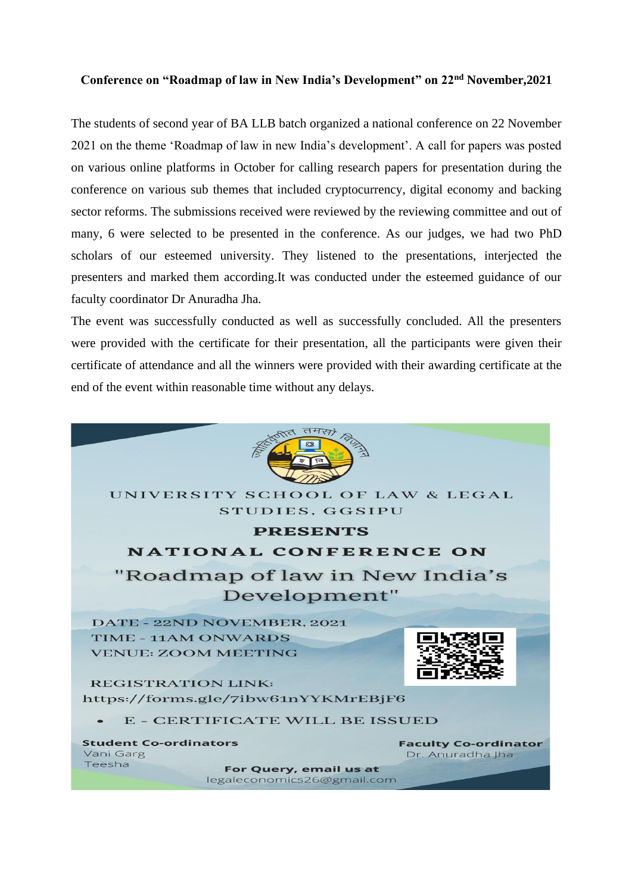**Conference on "Roadmap of law in New India's Development" on 22nd November,2021**

The students of second year of BA LLB batch organized a national conference on 22 November 2021 on the theme 'Roadmap of law in new India's development'. A call for papers was posted on various online platforms in October for calling research papers for presentation during the conference on various sub themes that included cryptocurrency, digital economy and backing sector reforms. The submissions received were reviewed by the reviewing committee and out of many, 6 were selected to be presented in the conference. As our judges, we had two PhD scholars of our esteemed university. They listened to the presentations, interjected the presenters and marked them according.It was conducted under the esteemed guidance of our faculty coordinator Dr Anuradha Jha.

The event was successfully conducted as well as successfully concluded. All the presenters were provided with the certificate for their presentation, all the participants were given their certificate of attendance and all the winners were provided with their awarding certificate at the end of the event within reasonable time without any delays.

ज्योतिर्वृणीत तमसो विजानन्

UNIVERSITY SCHOOL OF LAW & LEGAL STUDIES, GGSIPU

PRESENTS

NATIONAL CONFERENCE ON

"Roadmap of law in New India's Development"

DATE - 22ND NOVEMBER, 2021

TIME - 11AM ONWARDS

VENUE: ZOOM MEETING

REGISTRATION LINK:
https://forms.gle/7ibw61nYYKMrEBjF6

- E - CERTIFICATE WILL BE ISSUED

**Student Co-ordinators**
Vani Garg
Teesha

**Faculty Co-ordinator**
Dr. Anuradha Jha

**For Query, email us at**
legaleconomics26@gmail.com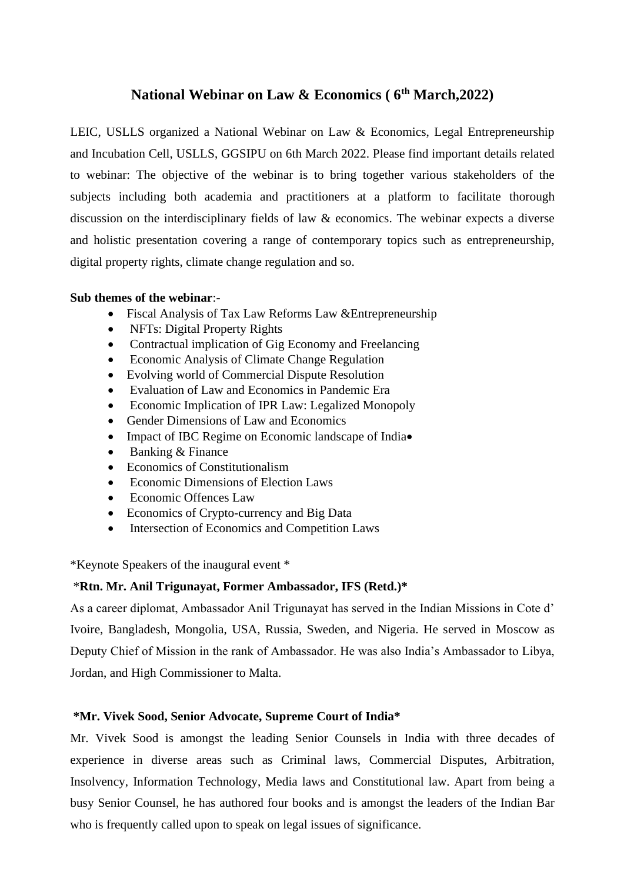# National Webinar on Law & Economics ( $6^{th}$ March,2022)

LEIC, USLLS organized a National Webinar on Law & Economics, Legal Entrepreneurship and Incubation Cell, USLLS, GGSIPU on 6th March 2022. Please find important details related to webinar: The objective of the webinar is to bring together various stakeholders of the subjects including both academia and practitioners at a platform to facilitate thorough discussion on the interdisciplinary fields of law & economics. The webinar expects a diverse and holistic presentation covering a range of contemporary topics such as entrepreneurship, digital property rights, climate change regulation and so.

**Sub themes of the webinar**:-

- Fiscal Analysis of Tax Law Reforms Law &Entrepreneurship
- NFTs: Digital Property Rights
- Contractual implication of Gig Economy and Freelancing
- Economic Analysis of Climate Change Regulation
- Evolving world of Commercial Dispute Resolution
- Evaluation of Law and Economics in Pandemic Era
- Economic Implication of IPR Law: Legalized Monopoly
- Gender Dimensions of Law and Economics
- Impact of IBC Regime on Economic landscape of India•
- Banking & Finance
- Economics of Constitutionalism
- Economic Dimensions of Election Laws
- Economic Offences Law
- Economics of Crypto-currency and Big Data
- Intersection of Economics and Competition Laws

*Keynote Speakers of the inaugural event *

*__Rtn. Mr. Anil Trigunayat, Former Ambassador, IFS (Retd.)*__

As a career diplomat, Ambassador Anil Trigunayat has served in the Indian Missions in Cote d' Ivoire, Bangladesh, Mongolia, USA, Russia, Sweden, and Nigeria. He served in Moscow as Deputy Chief of Mission in the rank of Ambassador. He was also India's Ambassador to Libya, Jordan, and High Commissioner to Malta.

**\*Mr. Vivek Sood, Senior Advocate, Supreme Court of India\***

Mr. Vivek Sood is amongst the leading Senior Counsels in India with three decades of experience in diverse areas such as Criminal laws, Commercial Disputes, Arbitration, Insolvency, Information Technology, Media laws and Constitutional law. Apart from being a busy Senior Counsel, he has authored four books and is amongst the leaders of the Indian Bar who is frequently called upon to speak on legal issues of significance.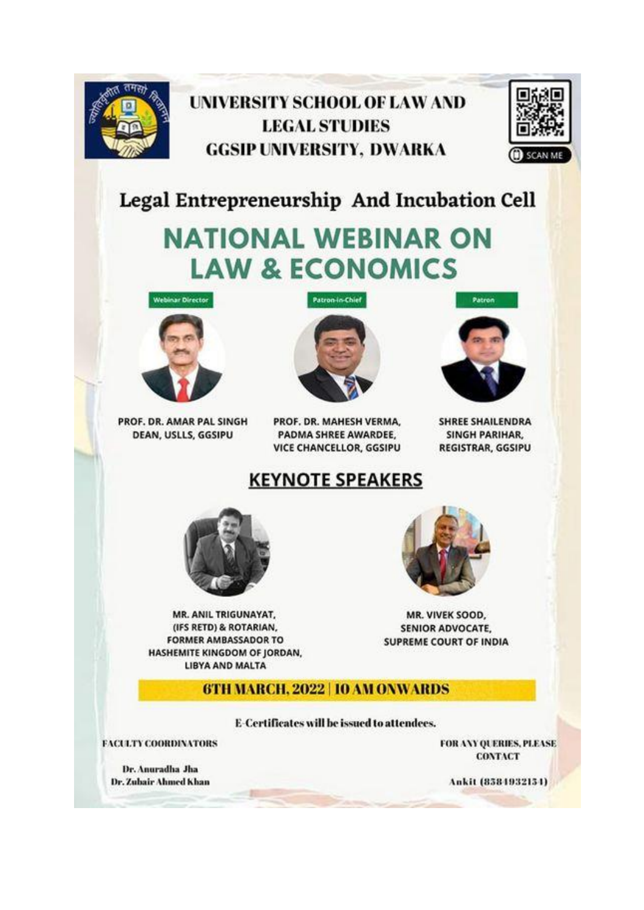# UNIVERSITY SCHOOL OF LAW AND LEGAL STUDIES GGSIP UNIVERSITY, DWARKA

SCAN ME

## Legal Entrepreneurship And Incubation Cell

# NATIONAL WEBINAR ON LAW & ECONOMICS

**Webinar Director**

PROF. DR. AMAR PAL SINGH
DEAN, USLLS, GGSIPU

**Patron-in-Chief**

PROF. DR. MAHESH VERMA,
PADMA SHREE AWARDEE,
VICE CHANCELLOR, GGSIPU

**Patron**

SHREE SHAILENDRA SINGH PARIHAR,
REGISTRAR, GGSIPU

## KEYNOTE SPEAKERS

MR. ANIL TRIGUNAYAT,
(IFS RETD) & ROTARIAN,
FORMER AMBASSADOR TO HASHEMITE KINGDOM OF JORDAN, LIBYA AND MALTA

MR. VIVEK SOOD,
SENIOR ADVOCATE,
SUPREME COURT OF INDIA

**6TH MARCH, 2022 | 10 AM ONWARDS**

E-Certificates will be issued to attendees.

**FACULTY COORDINATORS**

Dr. Anuradha Jha
Dr. Zubair Ahmed Khan

**FOR ANY QUERIES, PLEASE CONTACT**

Ankit (8584932154)